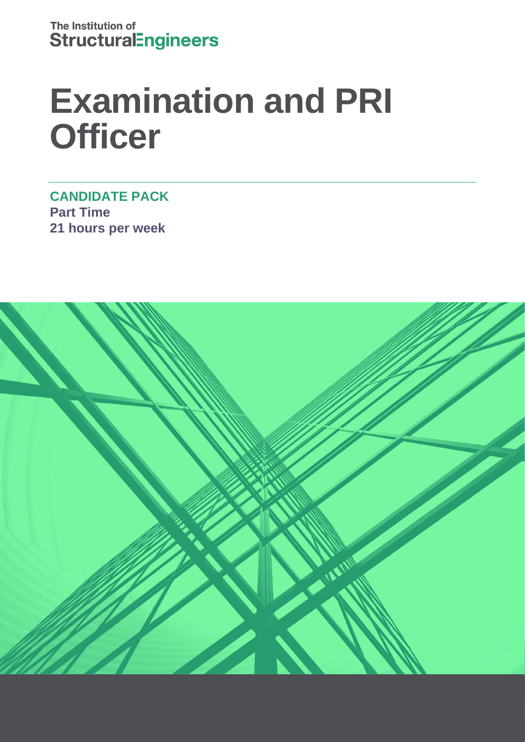The Institution of StructuralEngineers

# Examination and PRI Officer

**CANDIDATE PACK**

**Part Time**

**21 hours per week**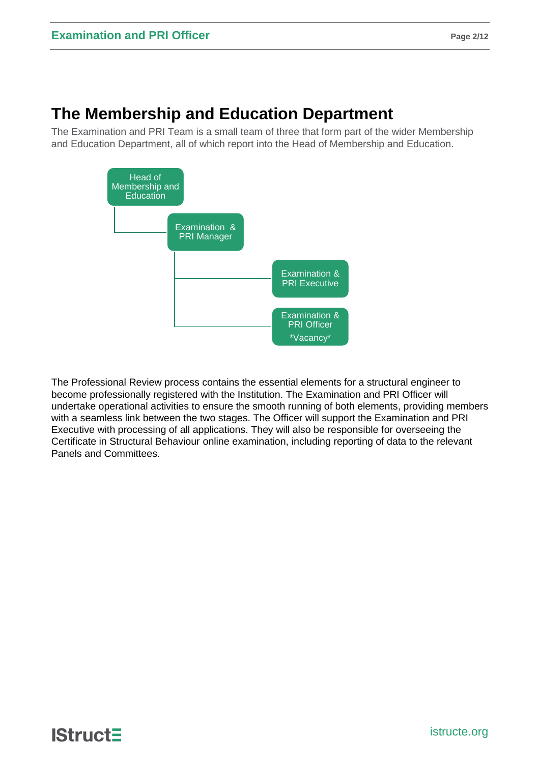# The Membership and Education Department

The Examination and PRI Team is a small team of three that form part of the wider Membership and Education Department, all of which report into the Head of Membership and Education.

- Head of Membership and Education
  - Examination & PRI Manager
    - Examination & PRI Executive
    - Examination & PRI Officer *Vacancy*

The Professional Review process contains the essential elements for a structural engineer to become professionally registered with the Institution. The Examination and PRI Officer will undertake operational activities to ensure the smooth running of both elements, providing members with a seamless link between the two stages. The Officer will support the Examination and PRI Executive with processing of all applications. They will also be responsible for overseeing the Certificate in Structural Behaviour online examination, including reporting of data to the relevant Panels and Committees.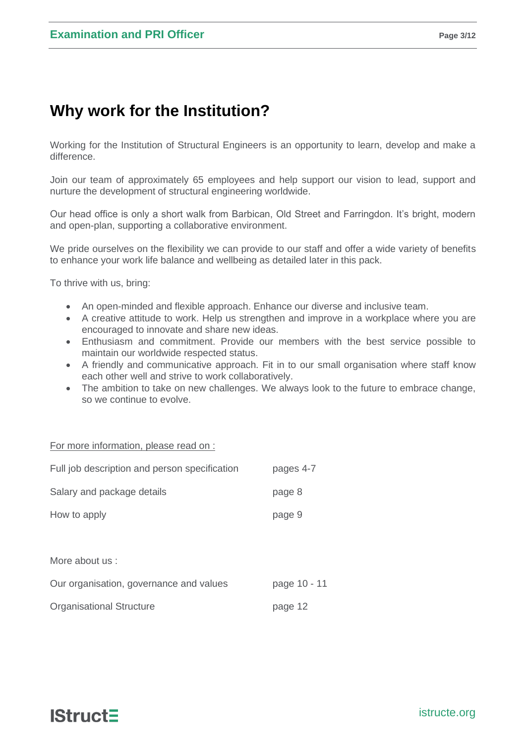# Why work for the Institution?

Working for the Institution of Structural Engineers is an opportunity to learn, develop and make a difference.

Join our team of approximately 65 employees and help support our vision to lead, support and nurture the development of structural engineering worldwide.

Our head office is only a short walk from Barbican, Old Street and Farringdon. It's bright, modern and open-plan, supporting a collaborative environment.

We pride ourselves on the flexibility we can provide to our staff and offer a wide variety of benefits to enhance your work life balance and wellbeing as detailed later in this pack.

To thrive with us, bring:

- An open-minded and flexible approach. Enhance our diverse and inclusive team.
- A creative attitude to work. Help us strengthen and improve in a workplace where you are encouraged to innovate and share new ideas.
- Enthusiasm and commitment. Provide our members with the best service possible to maintain our worldwide respected status.
- A friendly and communicative approach. Fit in to our small organisation where staff know each other well and strive to work collaboratively.
- The ambition to take on new challenges. We always look to the future to embrace change, so we continue to evolve.

For more information, please read on :

| | |
|---|---|
| Full job description and person specification | pages 4-7 |
| Salary and package details | page 8 |
| How to apply | page 9 |

More about us :

| | |
|---|---|
| Our organisation, governance and values | page 10 - 11 |
| Organisational Structure | page 12 |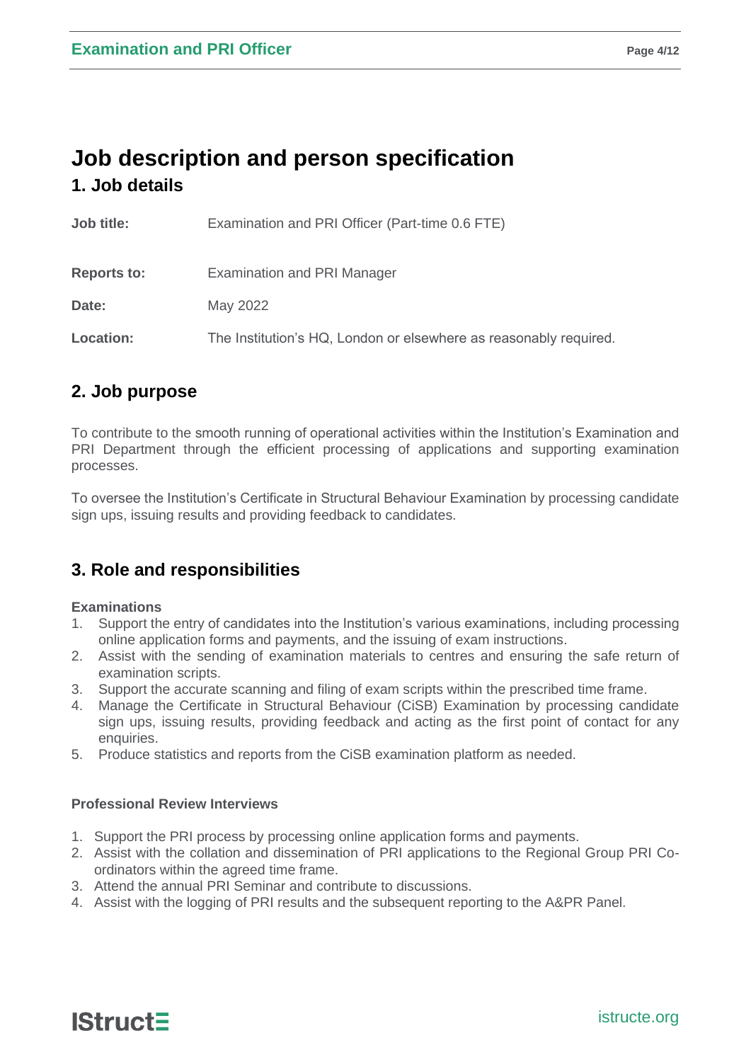# Job description and person specification

## 1. Job details

**Job title:** Examination and PRI Officer (Part-time 0.6 FTE)

**Reports to:** Examination and PRI Manager

**Date:** May 2022

**Location:** The Institution's HQ, London or elsewhere as reasonably required.

## 2. Job purpose

To contribute to the smooth running of operational activities within the Institution's Examination and PRI Department through the efficient processing of applications and supporting examination processes.

To oversee the Institution's Certificate in Structural Behaviour Examination by processing candidate sign ups, issuing results and providing feedback to candidates.

## 3. Role and responsibilities

**Examinations**

1. Support the entry of candidates into the Institution's various examinations, including processing online application forms and payments, and the issuing of exam instructions.
2. Assist with the sending of examination materials to centres and ensuring the safe return of examination scripts.
3. Support the accurate scanning and filing of exam scripts within the prescribed time frame.
4. Manage the Certificate in Structural Behaviour (CiSB) Examination by processing candidate sign ups, issuing results, providing feedback and acting as the first point of contact for any enquiries.
5. Produce statistics and reports from the CiSB examination platform as needed.

**Professional Review Interviews**

1. Support the PRI process by processing online application forms and payments.
2. Assist with the collation and dissemination of PRI applications to the Regional Group PRI Co-ordinators within the agreed time frame.
3. Attend the annual PRI Seminar and contribute to discussions.
4. Assist with the logging of PRI results and the subsequent reporting to the A&PR Panel.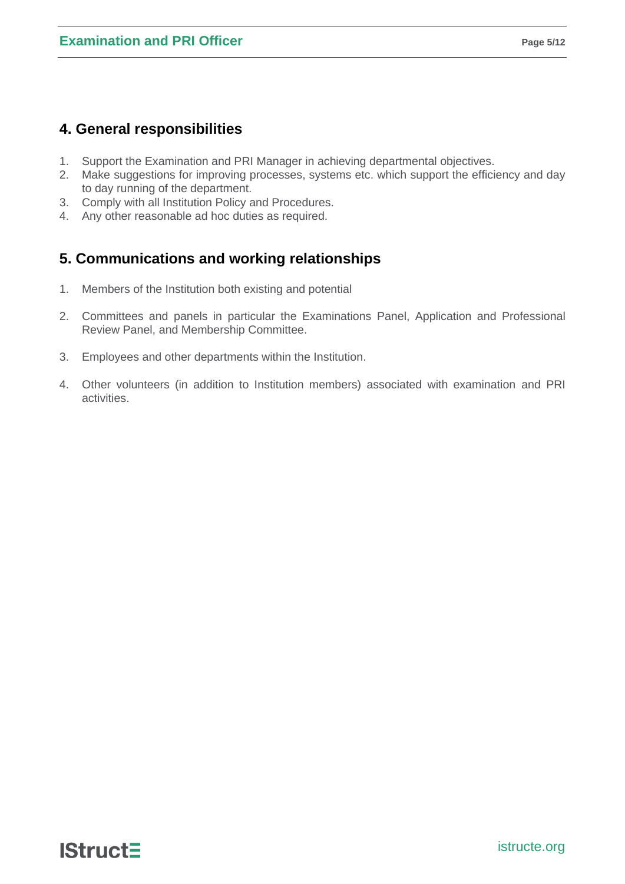## 4. General responsibilities

1. Support the Examination and PRI Manager in achieving departmental objectives.
2. Make suggestions for improving processes, systems etc. which support the efficiency and day to day running of the department.
3. Comply with all Institution Policy and Procedures.
4. Any other reasonable ad hoc duties as required.

## 5. Communications and working relationships

1. Members of the Institution both existing and potential

2. Committees and panels in particular the Examinations Panel, Application and Professional Review Panel, and Membership Committee.

3. Employees and other departments within the Institution.

4. Other volunteers (in addition to Institution members) associated with examination and PRI activities.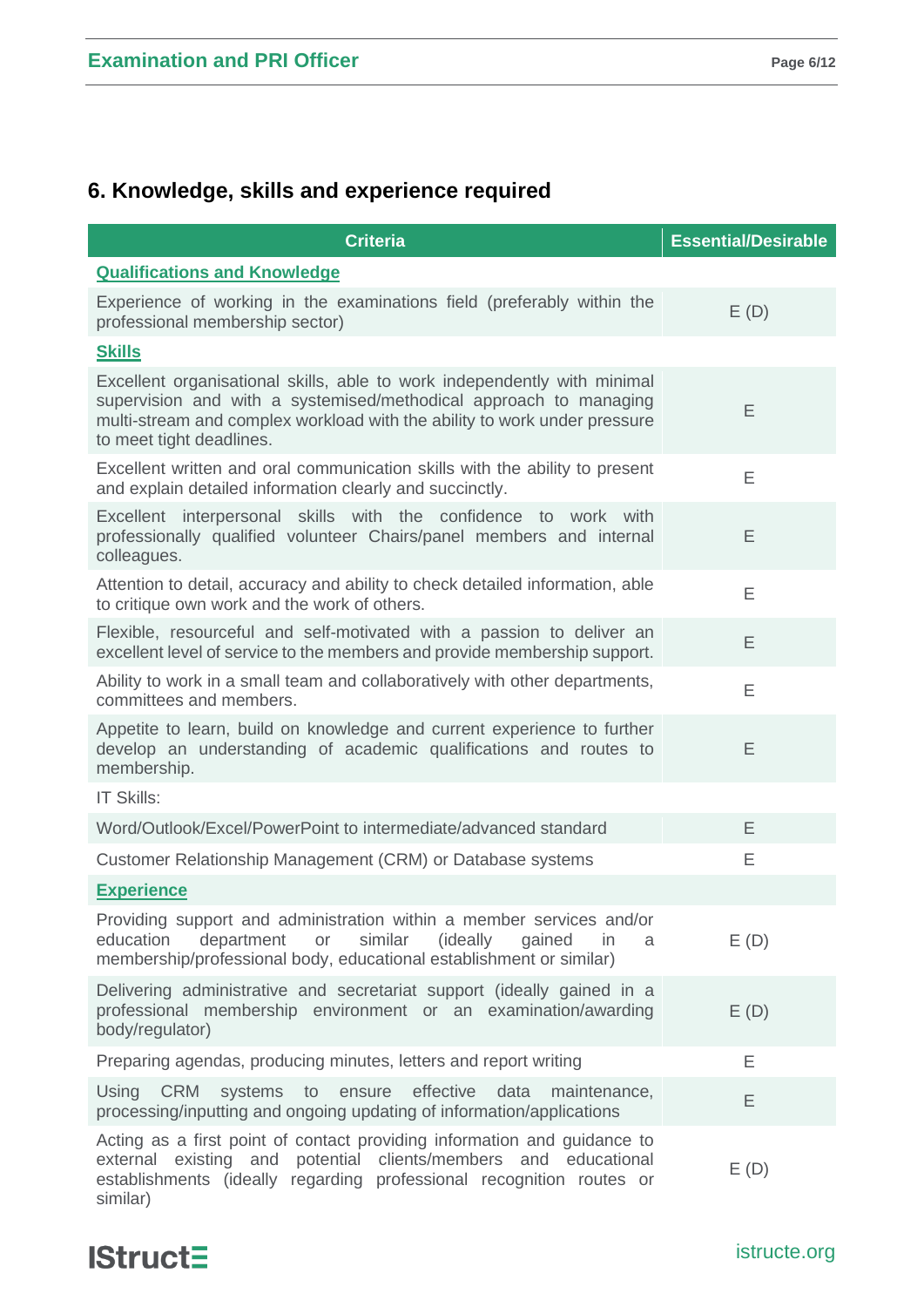## 6. Knowledge, skills and experience required

| Criteria | Essential/Desirable |
|---|---|
| **Qualifications and Knowledge** | |
| Experience of working in the examinations field (preferably within the professional membership sector) | E (D) |
| **Skills** | |
| Excellent organisational skills, able to work independently with minimal supervision and with a systemised/methodical approach to managing multi-stream and complex workload with the ability to work under pressure to meet tight deadlines. | E |
| Excellent written and oral communication skills with the ability to present and explain detailed information clearly and succinctly. | E |
| Excellent interpersonal skills with the confidence to work with professionally qualified volunteer Chairs/panel members and internal colleagues. | E |
| Attention to detail, accuracy and ability to check detailed information, able to critique own work and the work of others. | E |
| Flexible, resourceful and self-motivated with a passion to deliver an excellent level of service to the members and provide membership support. | E |
| Ability to work in a small team and collaboratively with other departments, committees and members. | E |
| Appetite to learn, build on knowledge and current experience to further develop an understanding of academic qualifications and routes to membership. | E |
| IT Skills: | |
| Word/Outlook/Excel/PowerPoint to intermediate/advanced standard | E |
| Customer Relationship Management (CRM) or Database systems | E |
| **Experience** | |
| Providing support and administration within a member services and/or education department or similar (ideally gained in a membership/professional body, educational establishment or similar) | E (D) |
| Delivering administrative and secretariat support (ideally gained in a professional membership environment or an examination/awarding body/regulator) | E (D) |
| Preparing agendas, producing minutes, letters and report writing | E |
| Using CRM systems to ensure effective data maintenance, processing/inputting and ongoing updating of information/applications | E |
| Acting as a first point of contact providing information and guidance to external existing and potential clients/members and educational establishments (ideally regarding professional recognition routes or similar) | E (D) |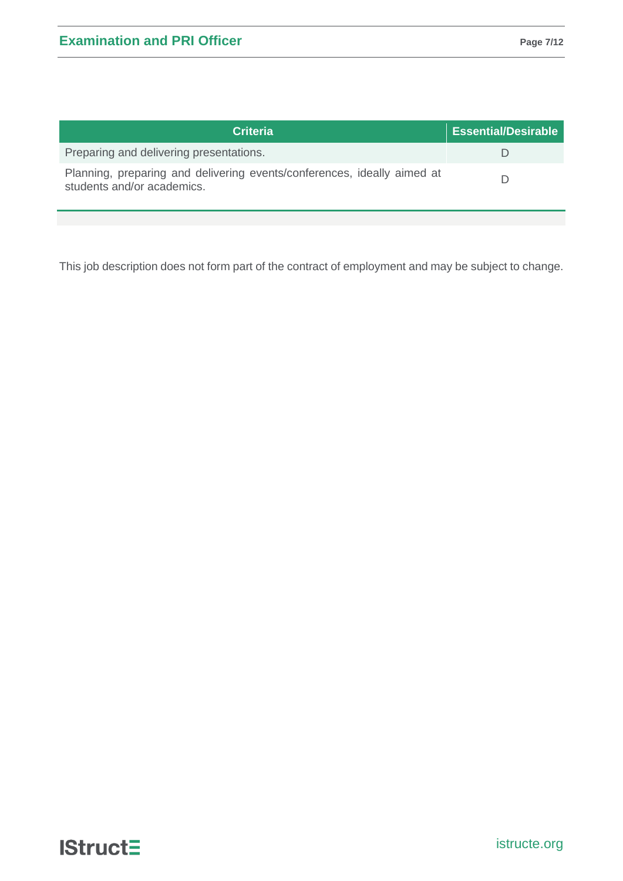| Criteria | Essential/Desirable |
| --- | --- |
| Preparing and delivering presentations. | D |
| Planning, preparing and delivering events/conferences, ideally aimed at students and/or academics. | D |

This job description does not form part of the contract of employment and may be subject to change.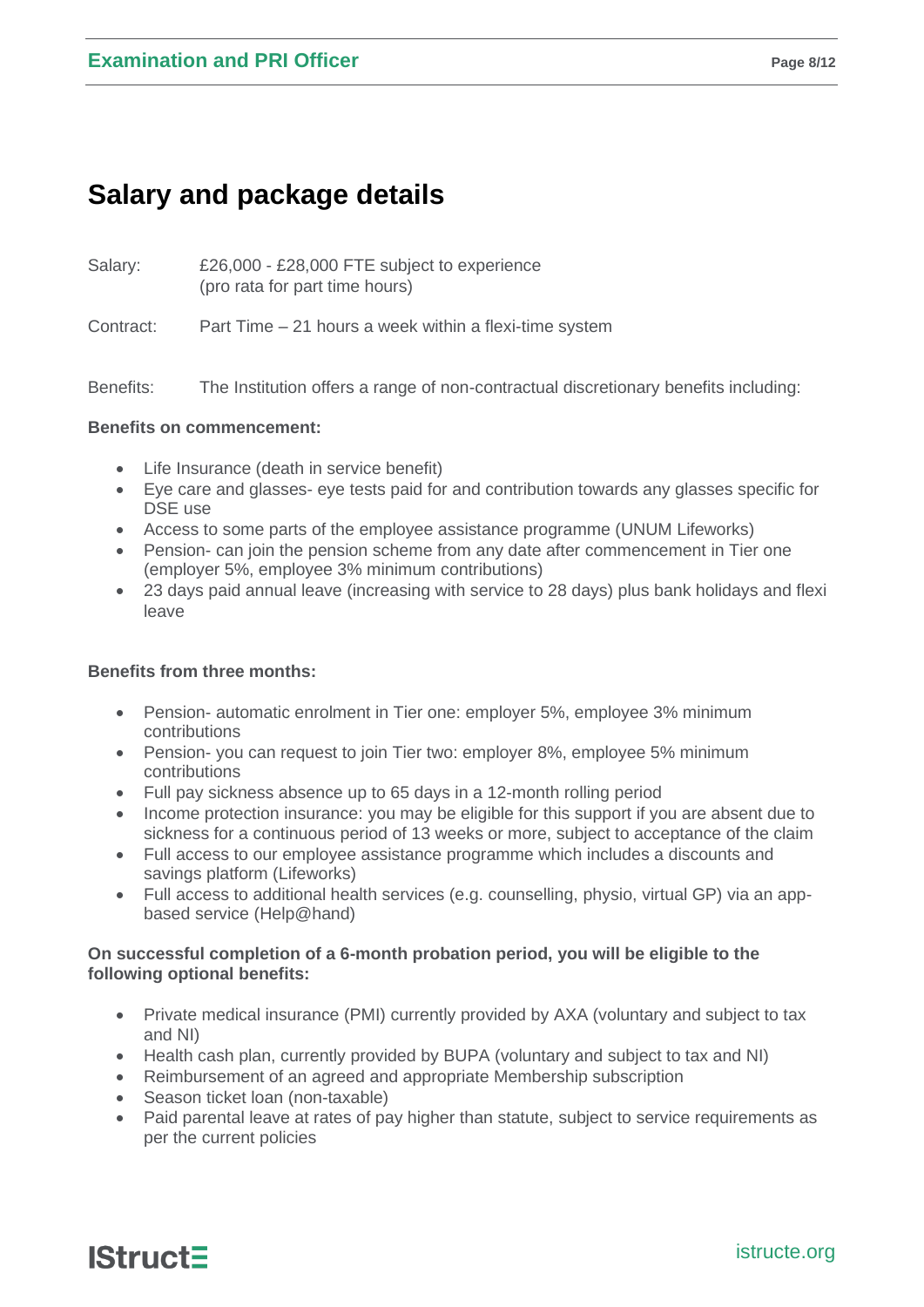# Salary and package details

Salary: £26,000 - £28,000 FTE subject to experience
(pro rata for part time hours)

Contract: Part Time – 21 hours a week within a flexi-time system

Benefits: The Institution offers a range of non-contractual discretionary benefits including:

**Benefits on commencement:**

- Life Insurance (death in service benefit)
- Eye care and glasses- eye tests paid for and contribution towards any glasses specific for DSE use
- Access to some parts of the employee assistance programme (UNUM Lifeworks)
- Pension- can join the pension scheme from any date after commencement in Tier one (employer 5%, employee 3% minimum contributions)
- 23 days paid annual leave (increasing with service to 28 days) plus bank holidays and flexi leave

**Benefits from three months:**

- Pension- automatic enrolment in Tier one: employer 5%, employee 3% minimum contributions
- Pension- you can request to join Tier two: employer 8%, employee 5% minimum contributions
- Full pay sickness absence up to 65 days in a 12-month rolling period
- Income protection insurance: you may be eligible for this support if you are absent due to sickness for a continuous period of 13 weeks or more, subject to acceptance of the claim
- Full access to our employee assistance programme which includes a discounts and savings platform (Lifeworks)
- Full access to additional health services (e.g. counselling, physio, virtual GP) via an app-based service (Help@hand)

**On successful completion of a 6-month probation period, you will be eligible to the following optional benefits:**

- Private medical insurance (PMI) currently provided by AXA (voluntary and subject to tax and NI)
- Health cash plan, currently provided by BUPA (voluntary and subject to tax and NI)
- Reimbursement of an agreed and appropriate Membership subscription
- Season ticket loan (non-taxable)
- Paid parental leave at rates of pay higher than statute, subject to service requirements as per the current policies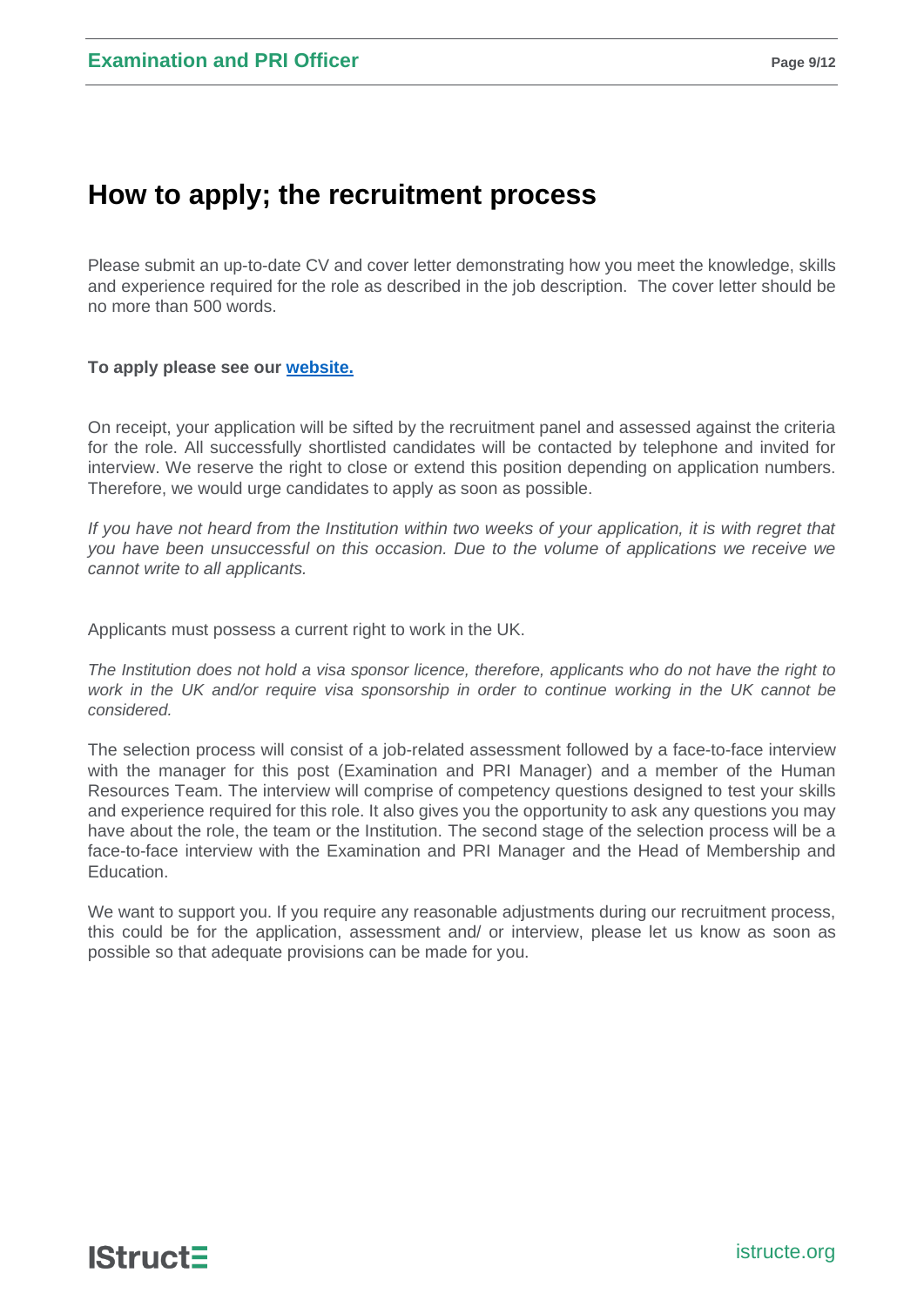# How to apply; the recruitment process

Please submit an up-to-date CV and cover letter demonstrating how you meet the knowledge, skills and experience required for the role as described in the job description. The cover letter should be no more than 500 words.

**To apply please see our website.**

On receipt, your application will be sifted by the recruitment panel and assessed against the criteria for the role. All successfully shortlisted candidates will be contacted by telephone and invited for interview. We reserve the right to close or extend this position depending on application numbers. Therefore, we would urge candidates to apply as soon as possible.

*If you have not heard from the Institution within two weeks of your application, it is with regret that you have been unsuccessful on this occasion. Due to the volume of applications we receive we cannot write to all applicants.*

Applicants must possess a current right to work in the UK.

*The Institution does not hold a visa sponsor licence, therefore, applicants who do not have the right to work in the UK and/or require visa sponsorship in order to continue working in the UK cannot be considered.*

The selection process will consist of a job-related assessment followed by a face-to-face interview with the manager for this post (Examination and PRI Manager) and a member of the Human Resources Team. The interview will comprise of competency questions designed to test your skills and experience required for this role. It also gives you the opportunity to ask any questions you may have about the role, the team or the Institution. The second stage of the selection process will be a face-to-face interview with the Examination and PRI Manager and the Head of Membership and Education.

We want to support you. If you require any reasonable adjustments during our recruitment process, this could be for the application, assessment and/ or interview, please let us know as soon as possible so that adequate provisions can be made for you.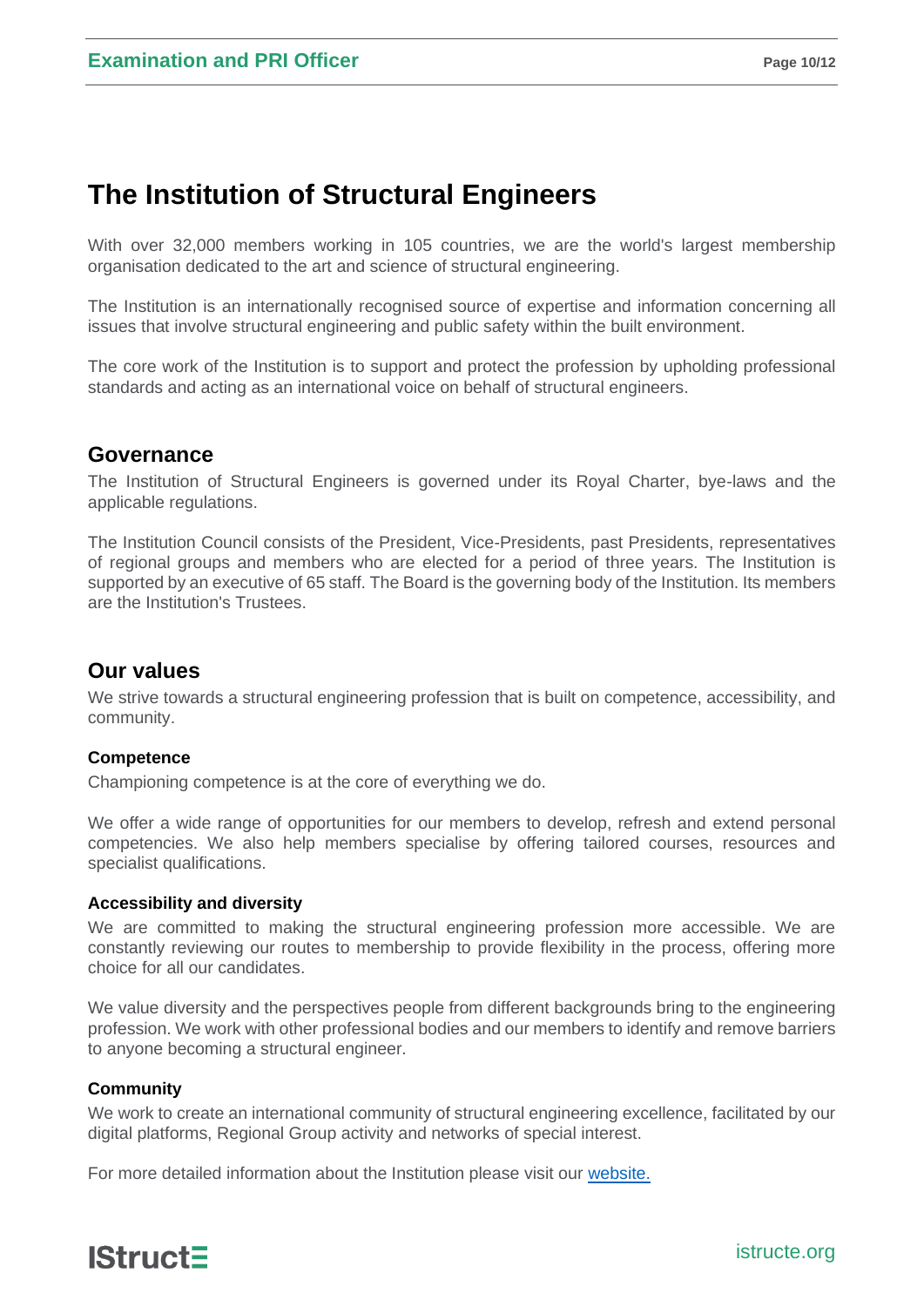# The Institution of Structural Engineers

With over 32,000 members working in 105 countries, we are the world's largest membership organisation dedicated to the art and science of structural engineering.

The Institution is an internationally recognised source of expertise and information concerning all issues that involve structural engineering and public safety within the built environment.

The core work of the Institution is to support and protect the profession by upholding professional standards and acting as an international voice on behalf of structural engineers.

## Governance

The Institution of Structural Engineers is governed under its Royal Charter, bye-laws and the applicable regulations.

The Institution Council consists of the President, Vice-Presidents, past Presidents, representatives of regional groups and members who are elected for a period of three years. The Institution is supported by an executive of 65 staff. The Board is the governing body of the Institution. Its members are the Institution's Trustees.

## Our values

We strive towards a structural engineering profession that is built on competence, accessibility, and community.

### Competence

Championing competence is at the core of everything we do.

We offer a wide range of opportunities for our members to develop, refresh and extend personal competencies. We also help members specialise by offering tailored courses, resources and specialist qualifications.

### Accessibility and diversity

We are committed to making the structural engineering profession more accessible. We are constantly reviewing our routes to membership to provide flexibility in the process, offering more choice for all our candidates.

We value diversity and the perspectives people from different backgrounds bring to the engineering profession. We work with other professional bodies and our members to identify and remove barriers to anyone becoming a structural engineer.

### Community

We work to create an international community of structural engineering excellence, facilitated by our digital platforms, Regional Group activity and networks of special interest.

For more detailed information about the Institution please visit our website.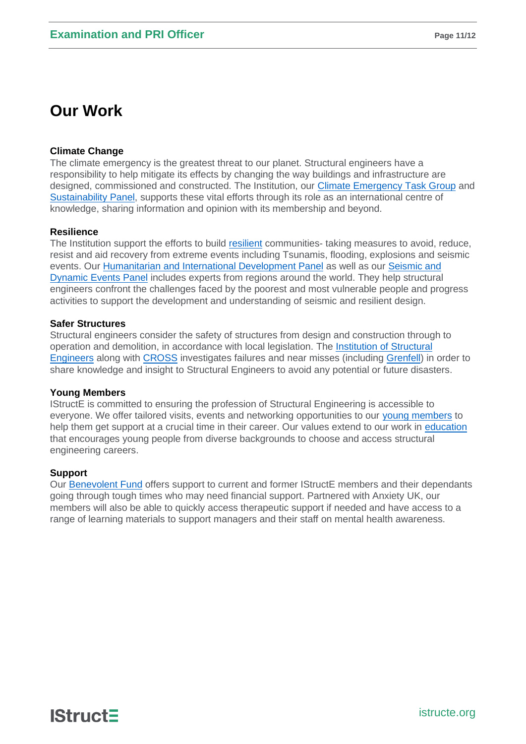# Our Work

### Climate Change

The climate emergency is the greatest threat to our planet. Structural engineers have a responsibility to help mitigate its effects by changing the way buildings and infrastructure are designed, commissioned and constructed. The Institution, our Climate Emergency Task Group and Sustainability Panel, supports these vital efforts through its role as an international centre of knowledge, sharing information and opinion with its membership and beyond.

### Resilience

The Institution support the efforts to build resilient communities- taking measures to avoid, reduce, resist and aid recovery from extreme events including Tsunamis, flooding, explosions and seismic events. Our Humanitarian and International Development Panel as well as our Seismic and Dynamic Events Panel includes experts from regions around the world. They help structural engineers confront the challenges faced by the poorest and most vulnerable people and progress activities to support the development and understanding of seismic and resilient design.

### Safer Structures

Structural engineers consider the safety of structures from design and construction through to operation and demolition, in accordance with local legislation. The Institution of Structural Engineers along with CROSS investigates failures and near misses (including Grenfell) in order to share knowledge and insight to Structural Engineers to avoid any potential or future disasters.

### Young Members

IStructE is committed to ensuring the profession of Structural Engineering is accessible to everyone. We offer tailored visits, events and networking opportunities to our young members to help them get support at a crucial time in their career. Our values extend to our work in education that encourages young people from diverse backgrounds to choose and access structural engineering careers.

### Support

Our Benevolent Fund offers support to current and former IStructE members and their dependants going through tough times who may need financial support. Partnered with Anxiety UK, our members will also be able to quickly access therapeutic support if needed and have access to a range of learning materials to support managers and their staff on mental health awareness.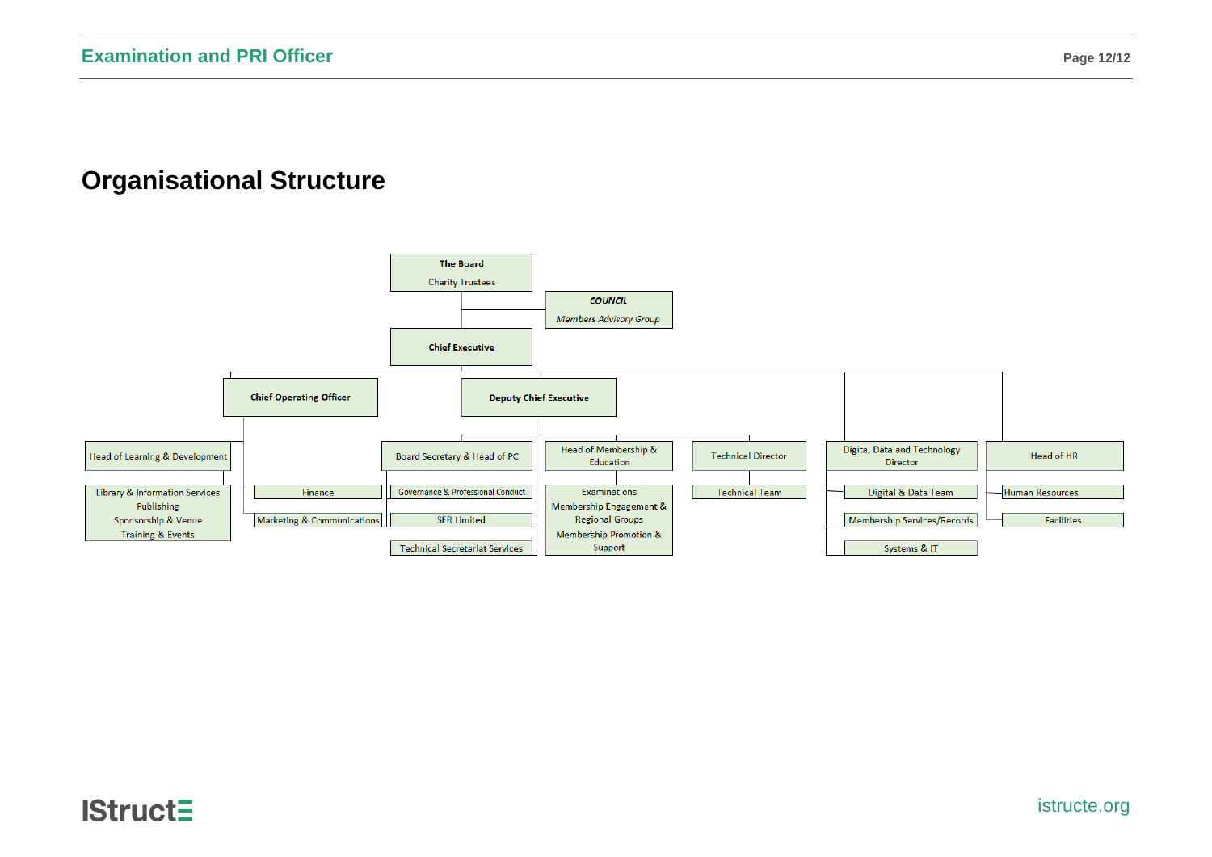# Organisational Structure

The Board
Charity Trustees

*COUNCIL*
*Members Advisory Group*

Chief Executive

Chief Operating Officer

Deputy Chief Executive

Head of Learning & Development

Library & Information Services
Publishing
Sponsorship & Venue
Training & Events

Finance

Marketing & Communications

Board Secretary & Head of PC

Governance & Professional Conduct

SER Limited

Technical Secretariat Services

Head of Membership & Education

Examinations
Membership Engagement &
Regional Groups
Membership Promotion &
Support

Technical Director

Technical Team

Digita, Data and Technology Director

Digital & Data Team

Membership Services/Records

Systems & IT

Head of HR

Human Resources

Facilities